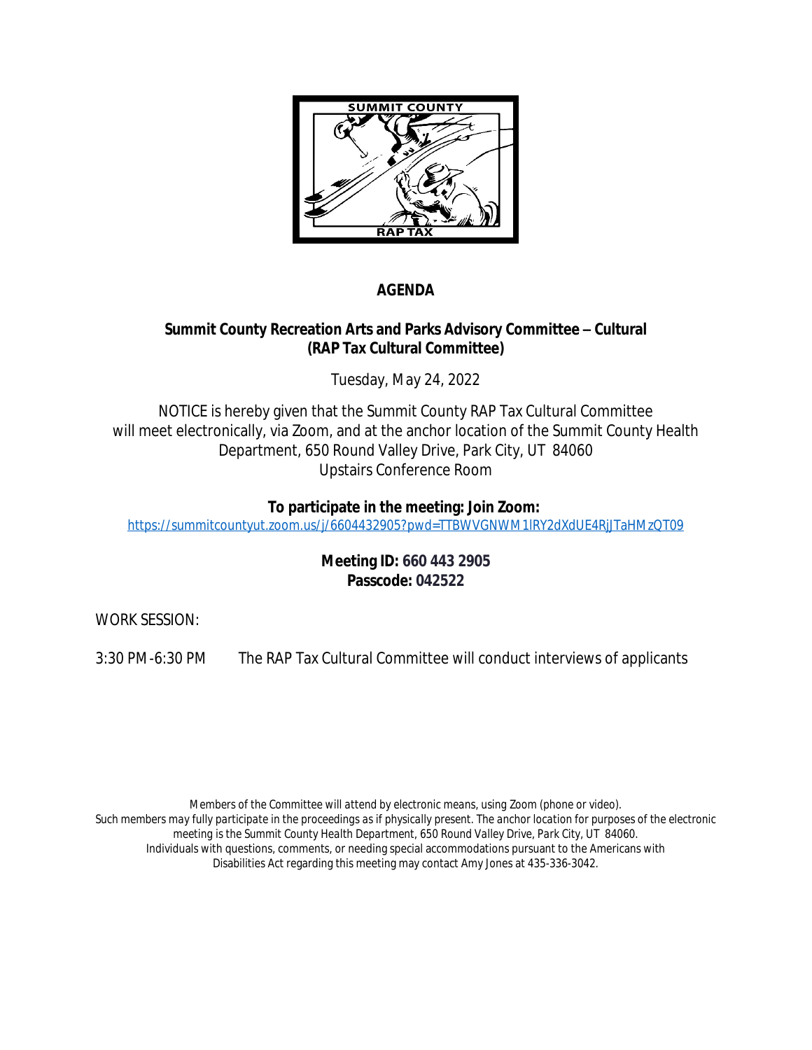SUMMIT COUNTY

RAP TAX

# AGENDA

## Summit County Recreation Arts and Parks Advisory Committee – Cultural (RAP Tax Cultural Committee)

Tuesday, May 24, 2022

NOTICE is hereby given that the Summit County RAP Tax Cultural Committee will meet electronically, via Zoom, and at the anchor location of the Summit County Health Department, 650 Round Valley Drive, Park City, UT 84060 Upstairs Conference Room

**To participate in the meeting: Join Zoom:**
https://summitcountyut.zoom.us/j/6604432905?pwd=TTBWVGNWM1lRY2dXdUE4RjJTaHMzQT09

**Meeting ID: 660 443 2905**
**Passcode: 042522**

WORK SESSION:

3:30 PM-6:30 PM The RAP Tax Cultural Committee will conduct interviews of applicants

*Members of the Committee will attend by electronic means, using Zoom (phone or video). Such members may fully participate in the proceedings as if physically present. The anchor location for purposes of the electronic meeting is the Summit County Health Department, 650 Round Valley Drive, Park City, UT 84060. Individuals with questions, comments, or needing special accommodations pursuant to the Americans with Disabilities Act regarding this meeting may contact Amy Jones at 435-336-3042.*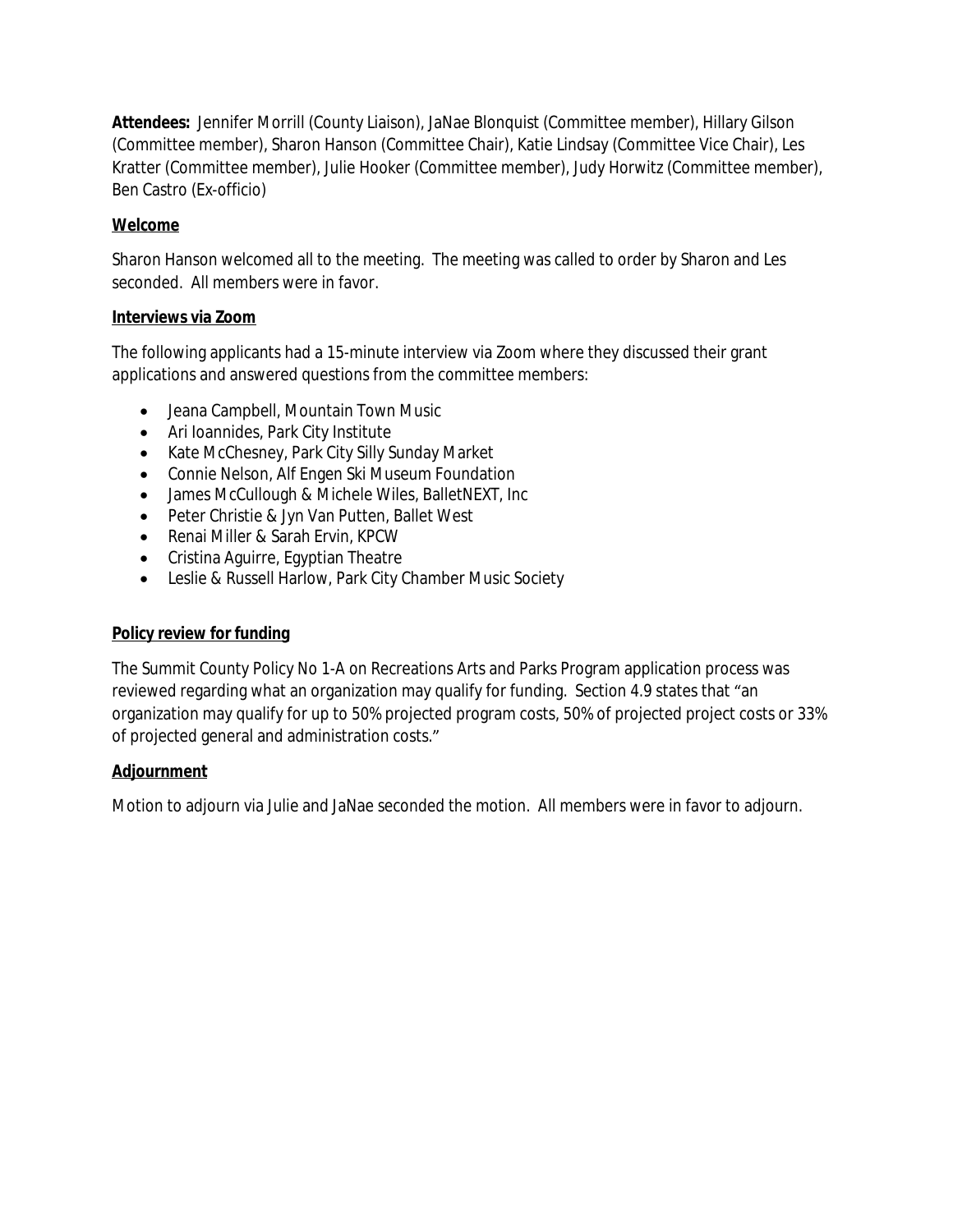**Attendees:** Jennifer Morrill (County Liaison), JaNae Blonquist (Committee member), Hillary Gilson (Committee member), Sharon Hanson (Committee Chair), Katie Lindsay (Committee Vice Chair), Les Kratter (Committee member), Julie Hooker (Committee member), Judy Horwitz (Committee member), Ben Castro (Ex-officio)

**Welcome**

Sharon Hanson welcomed all to the meeting. The meeting was called to order by Sharon and Les seconded. All members were in favor.

**Interviews via Zoom**

The following applicants had a 15-minute interview via Zoom where they discussed their grant applications and answered questions from the committee members:

- Jeana Campbell, Mountain Town Music
- Ari Ioannides, Park City Institute
- Kate McChesney, Park City Silly Sunday Market
- Connie Nelson, Alf Engen Ski Museum Foundation
- James McCullough & Michele Wiles, BalletNEXT, Inc
- Peter Christie & Jyn Van Putten, Ballet West
- Renai Miller & Sarah Ervin, KPCW
- Cristina Aguirre, Egyptian Theatre
- Leslie & Russell Harlow, Park City Chamber Music Society

**Policy review for funding**

The Summit County Policy No 1-A on Recreations Arts and Parks Program application process was reviewed regarding what an organization may qualify for funding. Section 4.9 states that "an organization may qualify for up to 50% projected program costs, 50% of projected project costs or 33% of projected general and administration costs."

**Adjournment**

Motion to adjourn via Julie and JaNae seconded the motion. All members were in favor to adjourn.